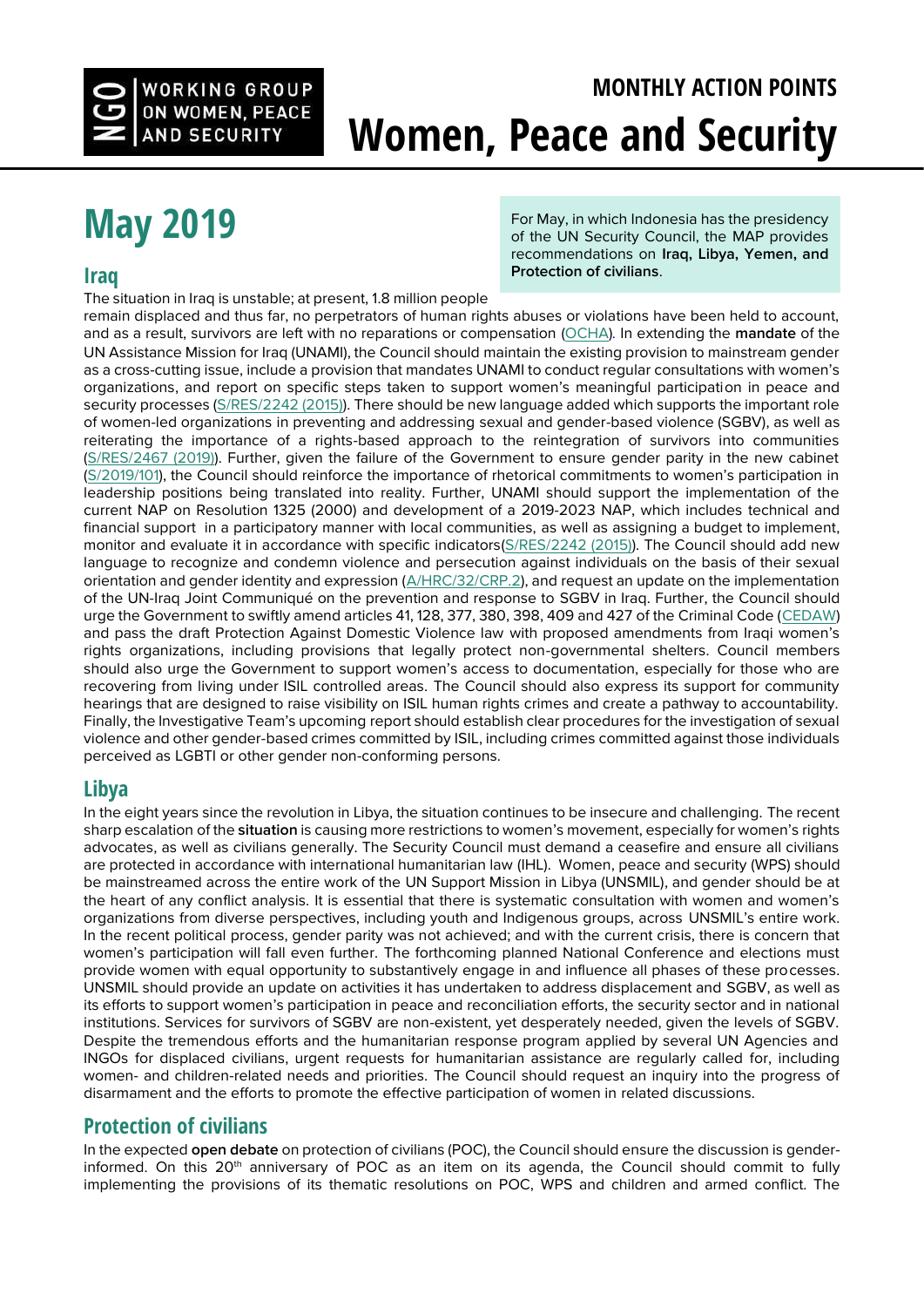NGO WORKING GROUP ON WOMEN, PEACE AND SECURITY

# MONTHLY ACTION POINTS
# Women, Peace and Security

## May 2019

For May, in which Indonesia has the presidency of the UN Security Council, the MAP provides recommendations on **Iraq, Libya, Yemen, and Protection of civilians**.

### Iraq

The situation in Iraq is unstable; at present, 1.8 million people remain displaced and thus far, no perpetrators of human rights abuses or violations have been held to account, and as a result, survivors are left with no reparations or compensation (OCHA). In extending the **mandate** of the UN Assistance Mission for Iraq (UNAMI), the Council should maintain the existing provision to mainstream gender as a cross-cutting issue, include a provision that mandates UNAMI to conduct regular consultations with women's organizations, and report on specific steps taken to support women's meaningful participation in peace and security processes (S/RES/2242 (2015)). There should be new language added which supports the important role of women-led organizations in preventing and addressing sexual and gender-based violence (SGBV), as well as reiterating the importance of a rights-based approach to the reintegration of survivors into communities (S/RES/2467 (2019)). Further, given the failure of the Government to ensure gender parity in the new cabinet (S/2019/101), the Council should reinforce the importance of rhetorical commitments to women's participation in leadership positions being translated into reality. Further, UNAMI should support the implementation of the current NAP on Resolution 1325 (2000) and development of a 2019-2023 NAP, which includes technical and financial support in a participatory manner with local communities, as well as assigning a budget to implement, monitor and evaluate it in accordance with specific indicators(S/RES/2242 (2015)). The Council should add new language to recognize and condemn violence and persecution against individuals on the basis of their sexual orientation and gender identity and expression (A/HRC/32/CRP.2), and request an update on the implementation of the UN-Iraq Joint Communiqué on the prevention and response to SGBV in Iraq. Further, the Council should urge the Government to swiftly amend articles 41, 128, 377, 380, 398, 409 and 427 of the Criminal Code (CEDAW) and pass the draft Protection Against Domestic Violence law with proposed amendments from Iraqi women's rights organizations, including provisions that legally protect non-governmental shelters. Council members should also urge the Government to support women's access to documentation, especially for those who are recovering from living under ISIL controlled areas. The Council should also express its support for community hearings that are designed to raise visibility on ISIL human rights crimes and create a pathway to accountability. Finally, the Investigative Team's upcoming report should establish clear procedures for the investigation of sexual violence and other gender-based crimes committed by ISIL, including crimes committed against those individuals perceived as LGBTI or other gender non-conforming persons.

### Libya

In the eight years since the revolution in Libya, the situation continues to be insecure and challenging. The recent sharp escalation of the **situation** is causing more restrictions to women's movement, especially for women's rights advocates, as well as civilians generally. The Security Council must demand a ceasefire and ensure all civilians are protected in accordance with international humanitarian law (IHL). Women, peace and security (WPS) should be mainstreamed across the entire work of the UN Support Mission in Libya (UNSMIL), and gender should be at the heart of any conflict analysis. It is essential that there is systematic consultation with women and women's organizations from diverse perspectives, including youth and Indigenous groups, across UNSMIL's entire work. In the recent political process, gender parity was not achieved; and with the current crisis, there is concern that women's participation will fall even further. The forthcoming planned National Conference and elections must provide women with equal opportunity to substantively engage in and influence all phases of these processes. UNSMIL should provide an update on activities it has undertaken to address displacement and SGBV, as well as its efforts to support women's participation in peace and reconciliation efforts, the security sector and in national institutions. Services for survivors of SGBV are non-existent, yet desperately needed, given the levels of SGBV. Despite the tremendous efforts and the humanitarian response program applied by several UN Agencies and INGOs for displaced civilians, urgent requests for humanitarian assistance are regularly called for, including women- and children-related needs and priorities. The Council should request an inquiry into the progress of disarmament and the efforts to promote the effective participation of women in related discussions.

### Protection of civilians

In the expected **open debate** on protection of civilians (POC), the Council should ensure the discussion is gender-informed. On this 20th anniversary of POC as an item on its agenda, the Council should commit to fully implementing the provisions of its thematic resolutions on POC, WPS and children and armed conflict. The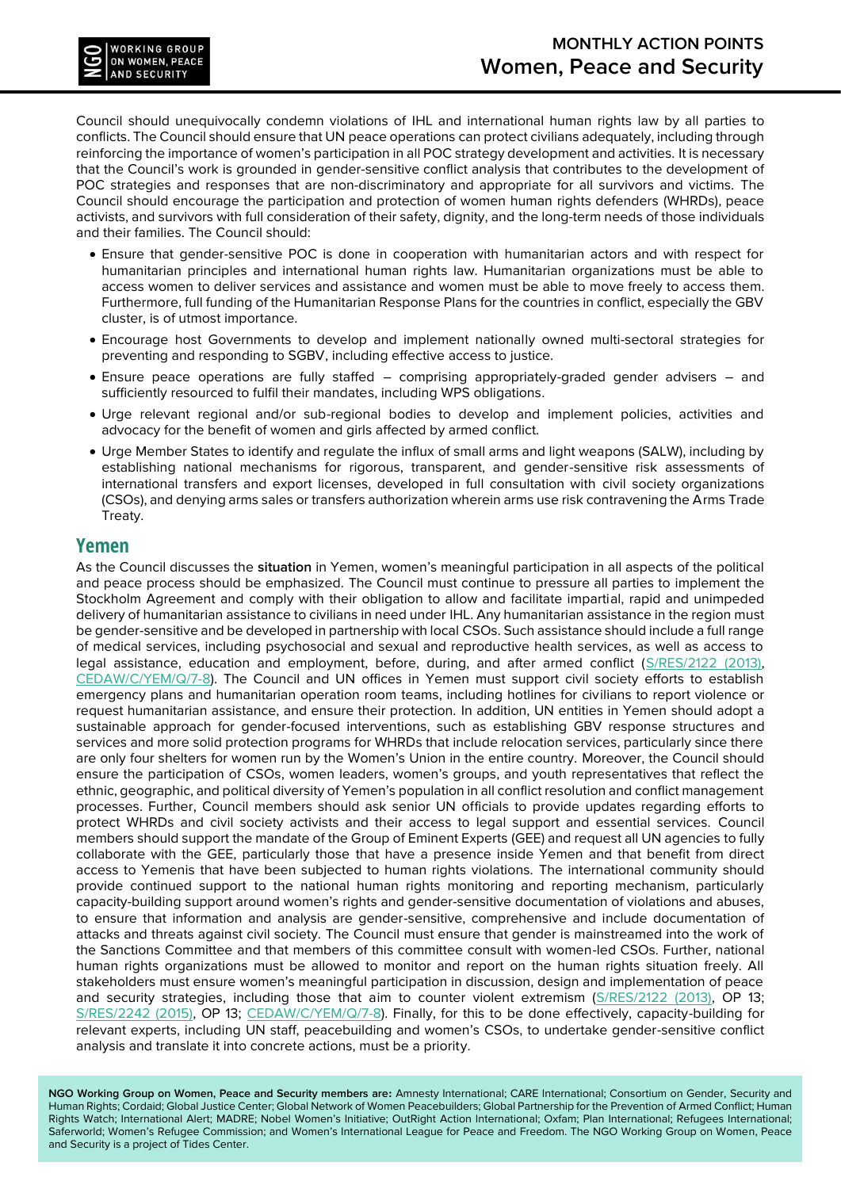Council should unequivocally condemn violations of IHL and international human rights law by all parties to conflicts. The Council should ensure that UN peace operations can protect civilians adequately, including through reinforcing the importance of women's participation in all POC strategy development and activities. It is necessary that the Council's work is grounded in gender-sensitive conflict analysis that contributes to the development of POC strategies and responses that are non-discriminatory and appropriate for all survivors and victims. The Council should encourage the participation and protection of women human rights defenders (WHRDs), peace activists, and survivors with full consideration of their safety, dignity, and the long-term needs of those individuals and their families. The Council should:

- Ensure that gender-sensitive POC is done in cooperation with humanitarian actors and with respect for humanitarian principles and international human rights law. Humanitarian organizations must be able to access women to deliver services and assistance and women must be able to move freely to access them. Furthermore, full funding of the Humanitarian Response Plans for the countries in conflict, especially the GBV cluster, is of utmost importance.
- Encourage host Governments to develop and implement nationally owned multi-sectoral strategies for preventing and responding to SGBV, including effective access to justice.
- Ensure peace operations are fully staffed – comprising appropriately-graded gender advisers – and sufficiently resourced to fulfil their mandates, including WPS obligations.
- Urge relevant regional and/or sub-regional bodies to develop and implement policies, activities and advocacy for the benefit of women and girls affected by armed conflict.
- Urge Member States to identify and regulate the influx of small arms and light weapons (SALW), including by establishing national mechanisms for rigorous, transparent, and gender-sensitive risk assessments of international transfers and export licenses, developed in full consultation with civil society organizations (CSOs), and denying arms sales or transfers authorization wherein arms use risk contravening the Arms Trade Treaty.

## Yemen

As the Council discusses the **situation** in Yemen, women's meaningful participation in all aspects of the political and peace process should be emphasized. The Council must continue to pressure all parties to implement the Stockholm Agreement and comply with their obligation to allow and facilitate impartial, rapid and unimpeded delivery of humanitarian assistance to civilians in need under IHL. Any humanitarian assistance in the region must be gender-sensitive and be developed in partnership with local CSOs. Such assistance should include a full range of medical services, including psychosocial and sexual and reproductive health services, as well as access to legal assistance, education and employment, before, during, and after armed conflict (S/RES/2122 (2013), CEDAW/C/YEM/Q/7-8). The Council and UN offices in Yemen must support civil society efforts to establish emergency plans and humanitarian operation room teams, including hotlines for civilians to report violence or request humanitarian assistance, and ensure their protection. In addition, UN entities in Yemen should adopt a sustainable approach for gender-focused interventions, such as establishing GBV response structures and services and more solid protection programs for WHRDs that include relocation services, particularly since there are only four shelters for women run by the Women's Union in the entire country. Moreover, the Council should ensure the participation of CSOs, women leaders, women's groups, and youth representatives that reflect the ethnic, geographic, and political diversity of Yemen's population in all conflict resolution and conflict management processes. Further, Council members should ask senior UN officials to provide updates regarding efforts to protect WHRDs and civil society activists and their access to legal support and essential services. Council members should support the mandate of the Group of Eminent Experts (GEE) and request all UN agencies to fully collaborate with the GEE, particularly those that have a presence inside Yemen and that benefit from direct access to Yemenis that have been subjected to human rights violations. The international community should provide continued support to the national human rights monitoring and reporting mechanism, particularly capacity-building support around women's rights and gender-sensitive documentation of violations and abuses, to ensure that information and analysis are gender-sensitive, comprehensive and include documentation of attacks and threats against civil society. The Council must ensure that gender is mainstreamed into the work of the Sanctions Committee and that members of this committee consult with women-led CSOs. Further, national human rights organizations must be allowed to monitor and report on the human rights situation freely. All stakeholders must ensure women's meaningful participation in discussion, design and implementation of peace and security strategies, including those that aim to counter violent extremism (S/RES/2122 (2013), OP 13; S/RES/2242 (2015), OP 13; CEDAW/C/YEM/Q/7-8). Finally, for this to be done effectively, capacity-building for relevant experts, including UN staff, peacebuilding and women's CSOs, to undertake gender-sensitive conflict analysis and translate it into concrete actions, must be a priority.

**NGO Working Group on Women, Peace and Security members are:** Amnesty International; CARE International; Consortium on Gender, Security and Human Rights; Cordaid; Global Justice Center; Global Network of Women Peacebuilders; Global Partnership for the Prevention of Armed Conflict; Human Rights Watch; International Alert; MADRE; Nobel Women's Initiative; OutRight Action International; Oxfam; Plan International; Refugees International; Saferworld; Women's Refugee Commission; and Women's International League for Peace and Freedom. The NGO Working Group on Women, Peace and Security is a project of Tides Center.